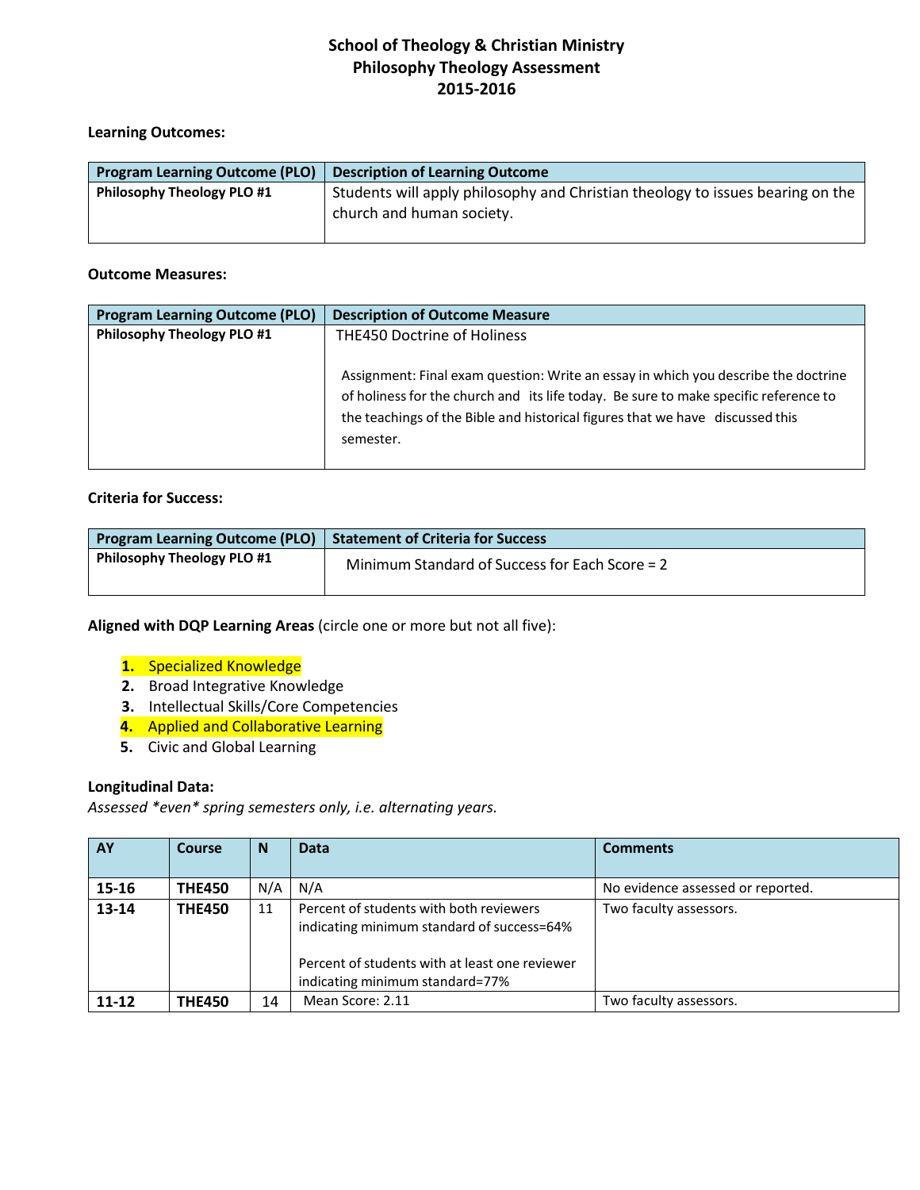# School of Theology & Christian Ministry
## Philosophy Theology Assessment
## 2015-2016

**Learning Outcomes:**

| Program Learning Outcome (PLO) | Description of Learning Outcome |
| --- | --- |
| **Philosophy Theology PLO #1** | Students will apply philosophy and Christian theology to issues bearing on the church and human society. |

**Outcome Measures:**

| Program Learning Outcome (PLO) | Description of Outcome Measure |
| --- | --- |
| **Philosophy Theology PLO #1** | THE450 Doctrine of Holiness<br><br>Assignment: Final exam question: Write an essay in which you describe the doctrine of holiness for the church and its life today. Be sure to make specific reference to the teachings of the Bible and historical figures that we have discussed this semester. |

**Criteria for Success:**

| Program Learning Outcome (PLO) | Statement of Criteria for Success |
| --- | --- |
| **Philosophy Theology PLO #1** | Minimum Standard of Success for Each Score = 2 |

**Aligned with DQP Learning Areas** (circle one or more but not all five):

1. Specialized Knowledge
2. Broad Integrative Knowledge
3. Intellectual Skills/Core Competencies
4. Applied and Collaborative Learning
5. Civic and Global Learning

**Longitudinal Data:**

*Assessed \*even\* spring semesters only, i.e. alternating years.*

| AY | Course | N | Data | Comments |
| --- | --- | --- | --- | --- |
| **15-16** | **THE450** | N/A | N/A | No evidence assessed or reported. |
| **13-14** | **THE450** | 11 | Percent of students with both reviewers indicating minimum standard of success=64%<br><br>Percent of students with at least one reviewer indicating minimum standard=77% | Two faculty assessors. |
| **11-12** | **THE450** | 14 | Mean Score: 2.11 | Two faculty assessors. |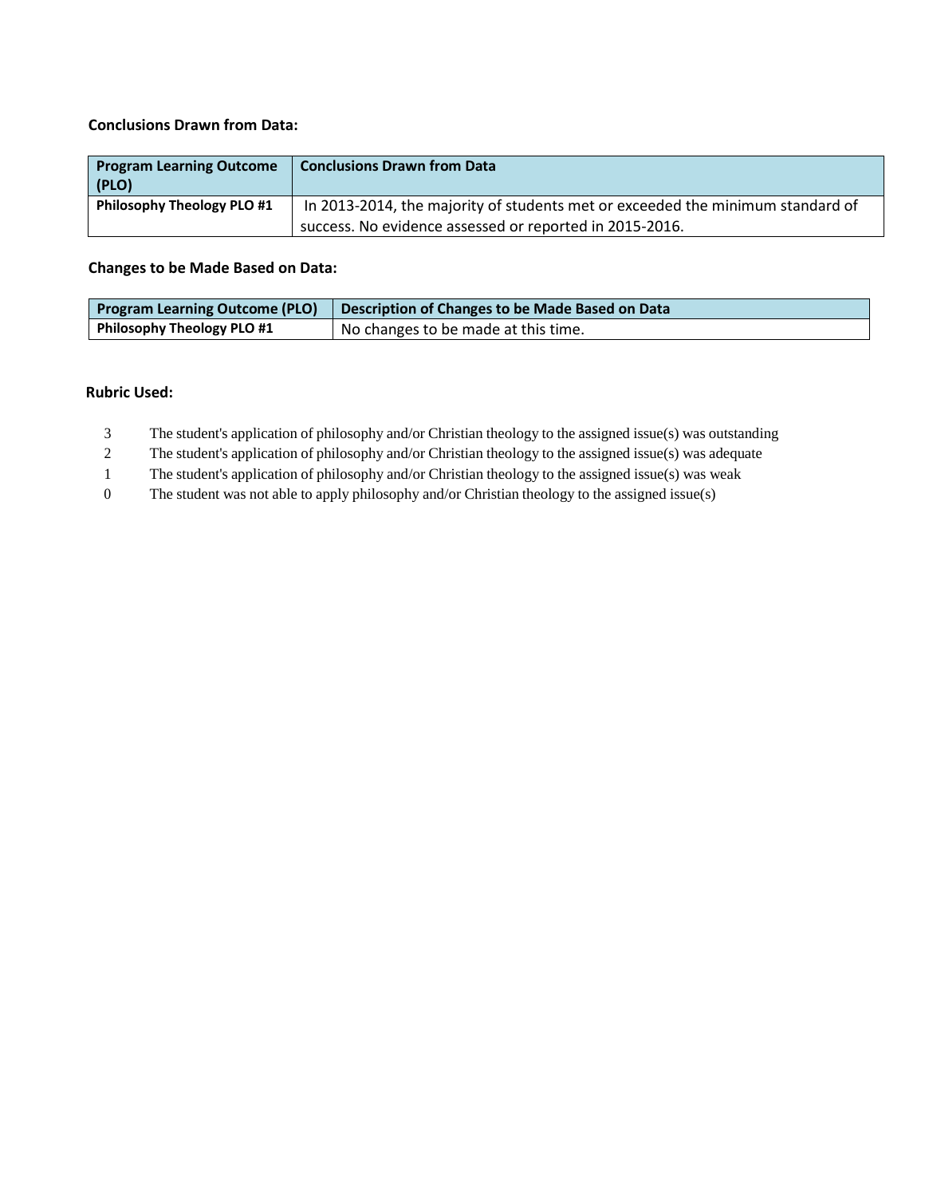**Conclusions Drawn from Data:**

| Program Learning Outcome (PLO) | Conclusions Drawn from Data |
| --- | --- |
| **Philosophy Theology PLO #1** | In 2013-2014, the majority of students met or exceeded the minimum standard of success. No evidence assessed or reported in 2015-2016. |

**Changes to be Made Based on Data:**

| Program Learning Outcome (PLO) | Description of Changes to be Made Based on Data |
| --- | --- |
| **Philosophy Theology PLO #1** | No changes to be made at this time. |

**Rubric Used:**

3 The student's application of philosophy and/or Christian theology to the assigned issue(s) was outstanding

2 The student's application of philosophy and/or Christian theology to the assigned issue(s) was adequate

1 The student's application of philosophy and/or Christian theology to the assigned issue(s) was weak

0 The student was not able to apply philosophy and/or Christian theology to the assigned issue(s)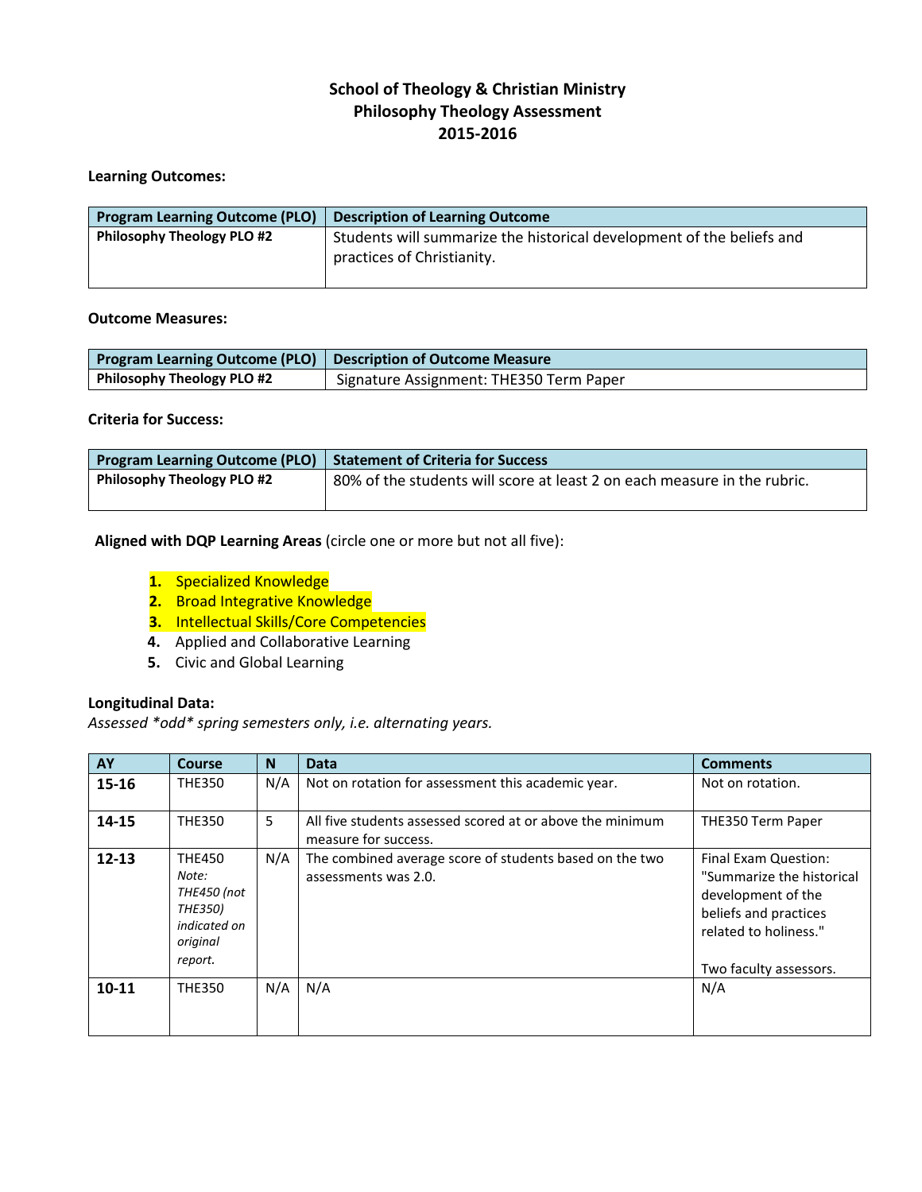# School of Theology & Christian Ministry
## Philosophy Theology Assessment
## 2015-2016

**Learning Outcomes:**

| Program Learning Outcome (PLO) | Description of Learning Outcome |
| --- | --- |
| **Philosophy Theology PLO #2** | Students will summarize the historical development of the beliefs and practices of Christianity. |

**Outcome Measures:**

| Program Learning Outcome (PLO) | Description of Outcome Measure |
| --- | --- |
| **Philosophy Theology PLO #2** | Signature Assignment: THE350 Term Paper |

**Criteria for Success:**

| Program Learning Outcome (PLO) | Statement of Criteria for Success |
| --- | --- |
| **Philosophy Theology PLO #2** | 80% of the students will score at least 2 on each measure in the rubric. |

**Aligned with DQP Learning Areas** (circle one or more but not all five):

1. Specialized Knowledge
2. Broad Integrative Knowledge
3. Intellectual Skills/Core Competencies
4. Applied and Collaborative Learning
5. Civic and Global Learning

**Longitudinal Data:**

*Assessed \*odd\* spring semesters only, i.e. alternating years.*

| AY | Course | N | Data | Comments |
| --- | --- | --- | --- | --- |
| **15-16** | THE350 | N/A | Not on rotation for assessment this academic year. | Not on rotation. |
| **14-15** | THE350 | 5 | All five students assessed scored at or above the minimum measure for success. | THE350 Term Paper |
| **12-13** | THE450 *Note: THE450 (not THE350) indicated on original report.* | N/A | The combined average score of students based on the two assessments was 2.0. | Final Exam Question: "Summarize the historical development of the beliefs and practices related to holiness." Two faculty assessors. |
| **10-11** | THE350 | N/A | N/A | N/A |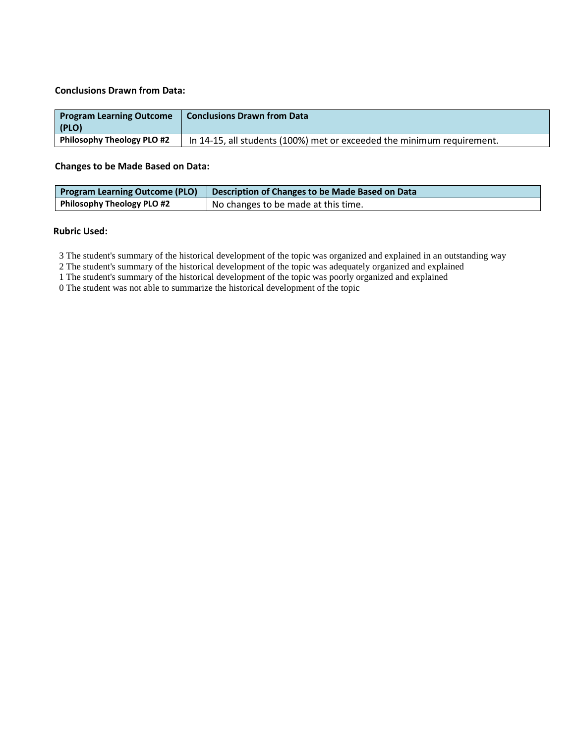**Conclusions Drawn from Data:**

| Program Learning Outcome (PLO) | Conclusions Drawn from Data |
| --- | --- |
| **Philosophy Theology PLO #2** | In 14-15, all students (100%) met or exceeded the minimum requirement. |

**Changes to be Made Based on Data:**

| Program Learning Outcome (PLO) | Description of Changes to be Made Based on Data |
| --- | --- |
| **Philosophy Theology PLO #2** | No changes to be made at this time. |

**Rubric Used:**

3 The student's summary of the historical development of the topic was organized and explained in an outstanding way
2 The student's summary of the historical development of the topic was adequately organized and explained
1 The student's summary of the historical development of the topic was poorly organized and explained
0 The student was not able to summarize the historical development of the topic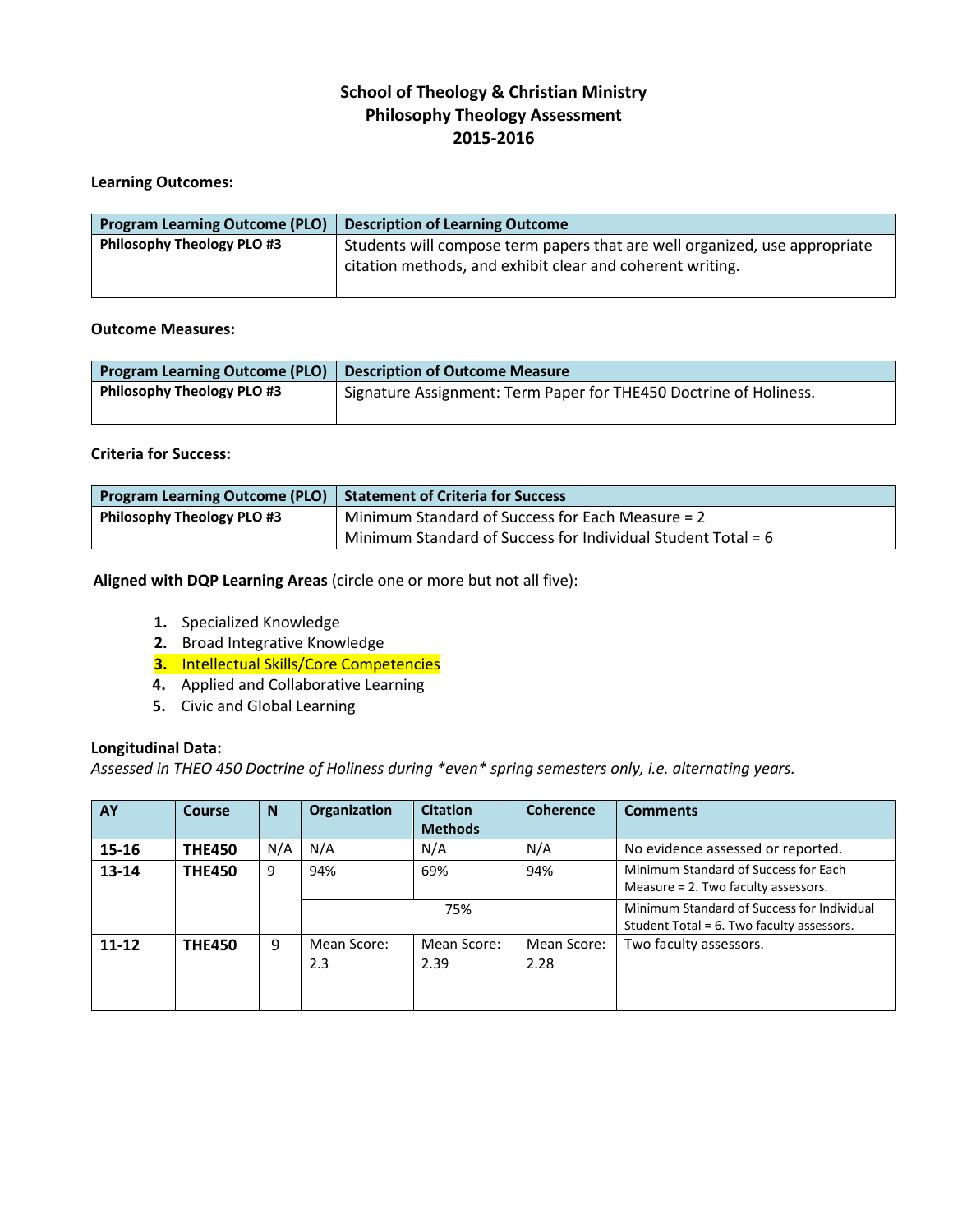# School of Theology & Christian Ministry
## Philosophy Theology Assessment
## 2015-2016

**Learning Outcomes:**

| Program Learning Outcome (PLO) | Description of Learning Outcome |
|---|---|
| **Philosophy Theology PLO #3** | Students will compose term papers that are well organized, use appropriate citation methods, and exhibit clear and coherent writing. |

**Outcome Measures:**

| Program Learning Outcome (PLO) | Description of Outcome Measure |
|---|---|
| **Philosophy Theology PLO #3** | Signature Assignment: Term Paper for THE450 Doctrine of Holiness. |

**Criteria for Success:**

| Program Learning Outcome (PLO) | Statement of Criteria for Success |
|---|---|
| **Philosophy Theology PLO #3** | Minimum Standard of Success for Each Measure = 2<br>Minimum Standard of Success for Individual Student Total = 6 |

**Aligned with DQP Learning Areas** (circle one or more but not all five):

1. Specialized Knowledge
2. Broad Integrative Knowledge
3. Intellectual Skills/Core Competencies
4. Applied and Collaborative Learning
5. Civic and Global Learning

**Longitudinal Data:**

*Assessed in THEO 450 Doctrine of Holiness during *even* spring semesters only, i.e. alternating years.*

| AY | Course | N | Organization | Citation Methods | Coherence | Comments |
|---|---|---|---|---|---|---|
| **15-16** | **THE450** | N/A | N/A | N/A | N/A | No evidence assessed or reported. |
| **13-14** | **THE450** | 9 | 94% | 69% | 94% | Minimum Standard of Success for Each Measure = 2. Two faculty assessors. |
| | | | | 75% | | Minimum Standard of Success for Individual Student Total = 6. Two faculty assessors. |
| **11-12** | **THE450** | 9 | Mean Score: 2.3 | Mean Score: 2.39 | Mean Score: 2.28 | Two faculty assessors. |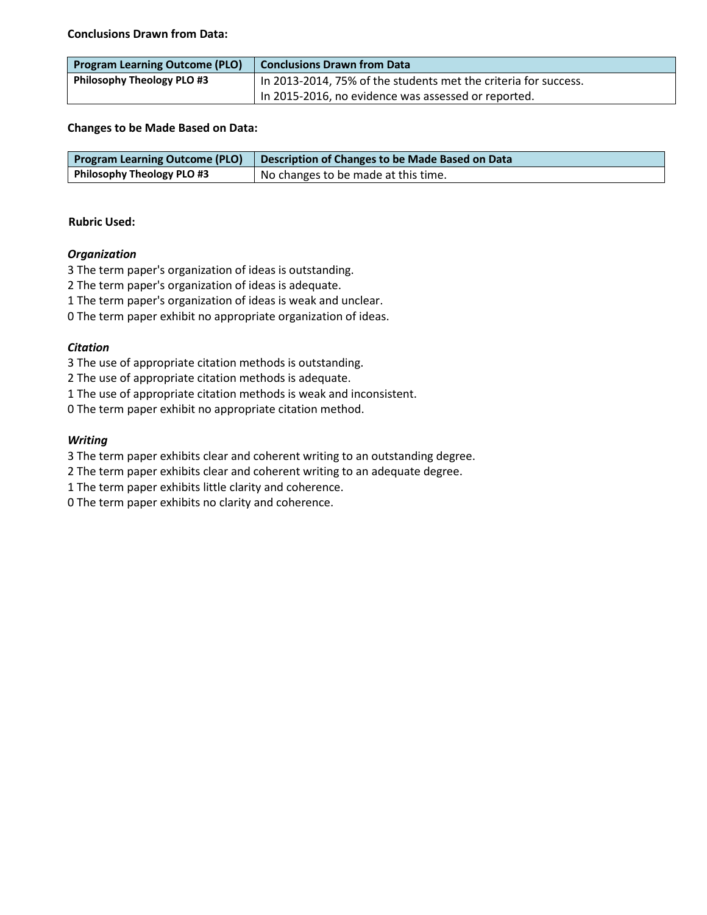**Conclusions Drawn from Data:**

| Program Learning Outcome (PLO) | Conclusions Drawn from Data |
| --- | --- |
| **Philosophy Theology PLO #3** | In 2013-2014, 75% of the students met the criteria for success.<br>In 2015-2016, no evidence was assessed or reported. |

**Changes to be Made Based on Data:**

| Program Learning Outcome (PLO) | Description of Changes to be Made Based on Data |
| --- | --- |
| **Philosophy Theology PLO #3** | No changes to be made at this time. |

**Rubric Used:**

***Organization***

3 The term paper's organization of ideas is outstanding.
2 The term paper's organization of ideas is adequate.
1 The term paper's organization of ideas is weak and unclear.
0 The term paper exhibit no appropriate organization of ideas.

***Citation***

3 The use of appropriate citation methods is outstanding.
2 The use of appropriate citation methods is adequate.
1 The use of appropriate citation methods is weak and inconsistent.
0 The term paper exhibit no appropriate citation method.

***Writing***

3 The term paper exhibits clear and coherent writing to an outstanding degree.
2 The term paper exhibits clear and coherent writing to an adequate degree.
1 The term paper exhibits little clarity and coherence.
0 The term paper exhibits no clarity and coherence.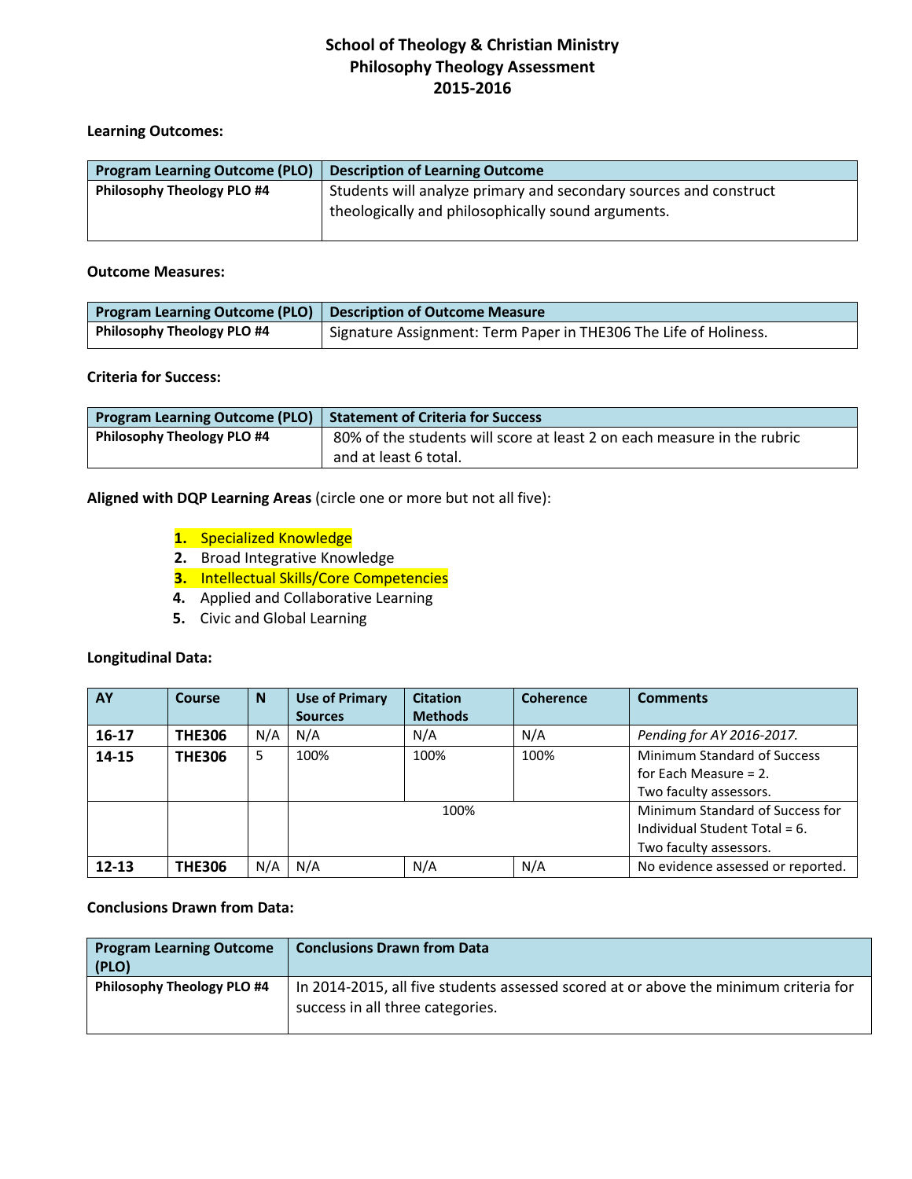# School of Theology & Christian Ministry
# Philosophy Theology Assessment
# 2015-2016

**Learning Outcomes:**

| Program Learning Outcome (PLO) | Description of Learning Outcome |
|---|---|
| **Philosophy Theology PLO #4** | Students will analyze primary and secondary sources and construct theologically and philosophically sound arguments. |

**Outcome Measures:**

| Program Learning Outcome (PLO) | Description of Outcome Measure |
|---|---|
| **Philosophy Theology PLO #4** | Signature Assignment: Term Paper in THE306 The Life of Holiness. |

**Criteria for Success:**

| Program Learning Outcome (PLO) | Statement of Criteria for Success |
|---|---|
| **Philosophy Theology PLO #4** | 80% of the students will score at least 2 on each measure in the rubric and at least 6 total. |

**Aligned with DQP Learning Areas** (circle one or more but not all five):

1. Specialized Knowledge
2. Broad Integrative Knowledge
3. Intellectual Skills/Core Competencies
4. Applied and Collaborative Learning
5. Civic and Global Learning

**Longitudinal Data:**

| AY | Course | N | Use of Primary Sources | Citation Methods | Coherence | Comments |
|---|---|---|---|---|---|---|
| **16-17** | **THE306** | N/A | N/A | N/A | N/A | *Pending for AY 2016-2017.* |
| **14-15** | **THE306** | 5 | 100% | 100% | 100% | Minimum Standard of Success for Each Measure = 2. Two faculty assessors. |
| | | | | 100% | | Minimum Standard of Success for Individual Student Total = 6. Two faculty assessors. |
| **12-13** | **THE306** | N/A | N/A | N/A | N/A | No evidence assessed or reported. |

**Conclusions Drawn from Data:**

| Program Learning Outcome (PLO) | Conclusions Drawn from Data |
|---|---|
| **Philosophy Theology PLO #4** | In 2014-2015, all five students assessed scored at or above the minimum criteria for success in all three categories. |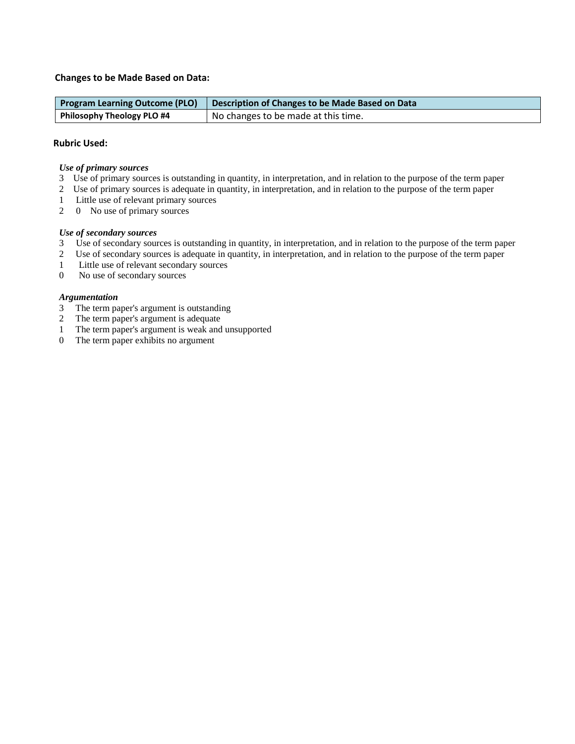**Changes to be Made Based on Data:**

| Program Learning Outcome (PLO) | Description of Changes to be Made Based on Data |
| --- | --- |
| **Philosophy Theology PLO #4** | No changes to be made at this time. |

**Rubric Used:**

***Use of primary sources***

3 Use of primary sources is outstanding in quantity, in interpretation, and in relation to the purpose of the term paper
2 Use of primary sources is adequate in quantity, in interpretation, and in relation to the purpose of the term paper
1 Little use of relevant primary sources
2 0 No use of primary sources

***Use of secondary sources***

3 Use of secondary sources is outstanding in quantity, in interpretation, and in relation to the purpose of the term paper
2 Use of secondary sources is adequate in quantity, in interpretation, and in relation to the purpose of the term paper
1 Little use of relevant secondary sources
0 No use of secondary sources

***Argumentation***

3 The term paper's argument is outstanding
2 The term paper's argument is adequate
1 The term paper's argument is weak and unsupported
0 The term paper exhibits no argument